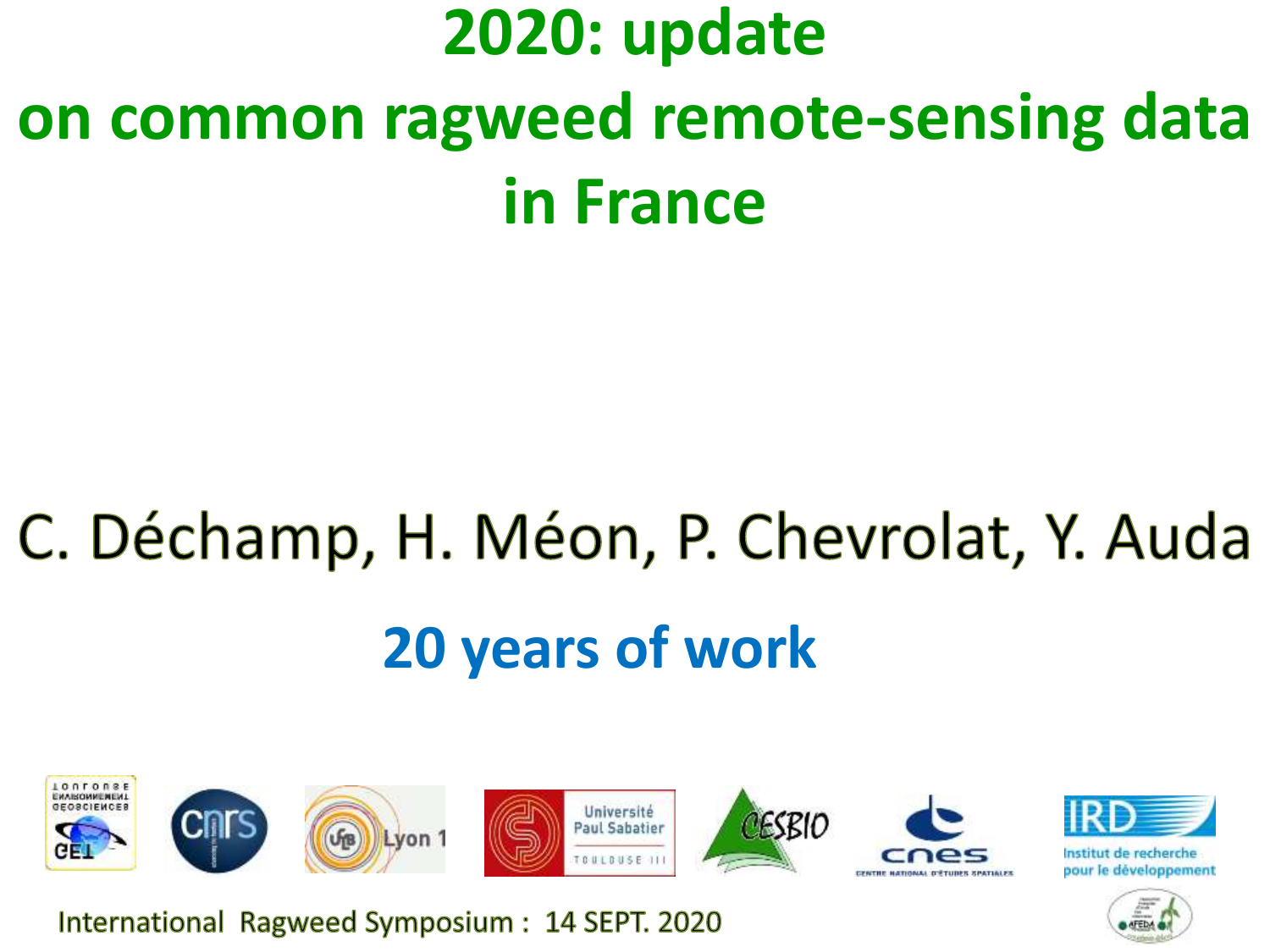# 2020: update on common ragweed remote-sensing data in France

C. Déchamp, H. Méon, P. Chevrolat, Y. Auda

**20 years of work**

International Ragweed Symposium : 14 SEPT. 2020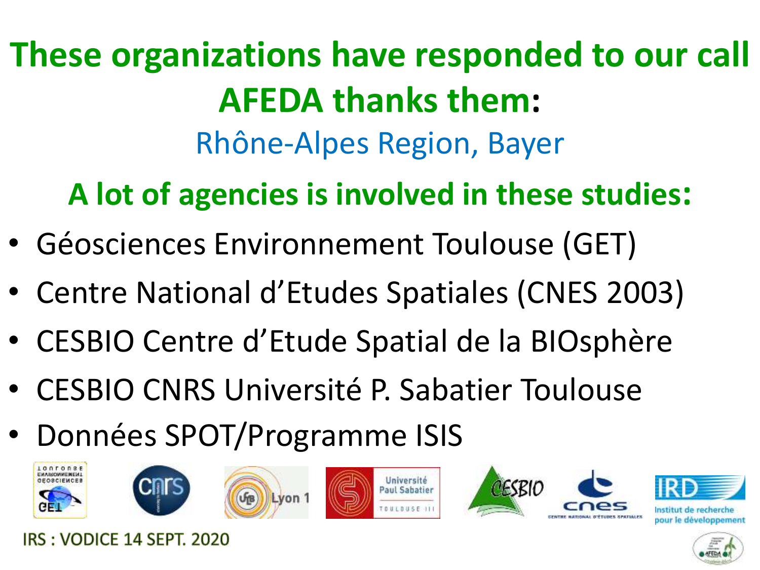# These organizations have responded to our call AFEDA thanks them:

Rhône-Alpes Region, Bayer

## A lot of agencies is involved in these studies:

- Géosciences Environnement Toulouse (GET)
- Centre National d'Etudes Spatiales (CNES 2003)
- CESBIO Centre d'Etude Spatial de la BIOsphère
- CESBIO CNRS Université P. Sabatier Toulouse
- Données SPOT/Programme ISIS

IRS : VODICE 14 SEPT. 2020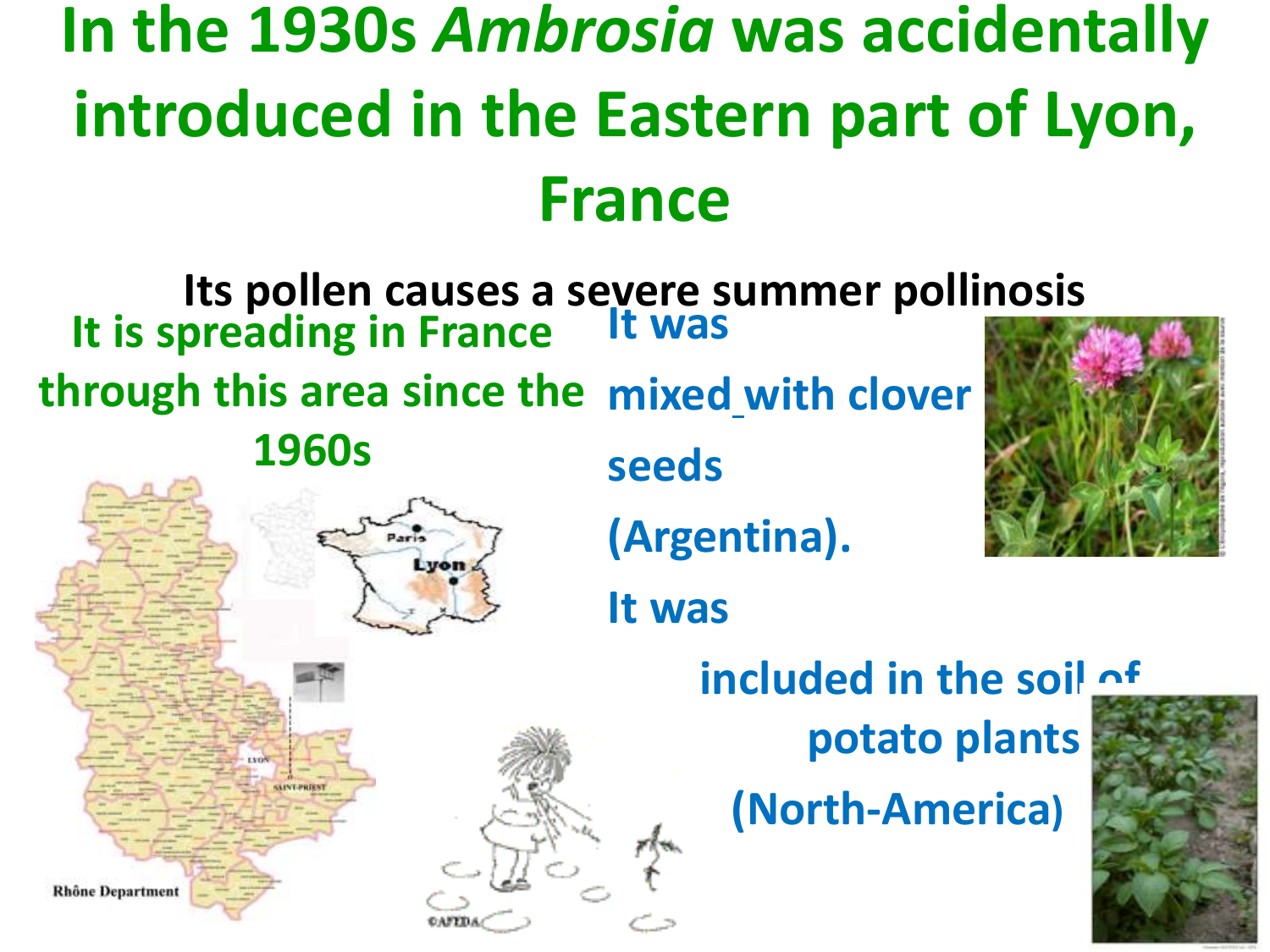# In the 1930s *Ambrosia* was accidentally introduced in the Eastern part of Lyon, France

**Its pollen causes a severe summer pollinosis**

**It is spreading in France through this area since the 1960s**

**It was mixed with clover seeds (Argentina).**

**It was included in the soil of potato plants (North-America)**

Rhône Department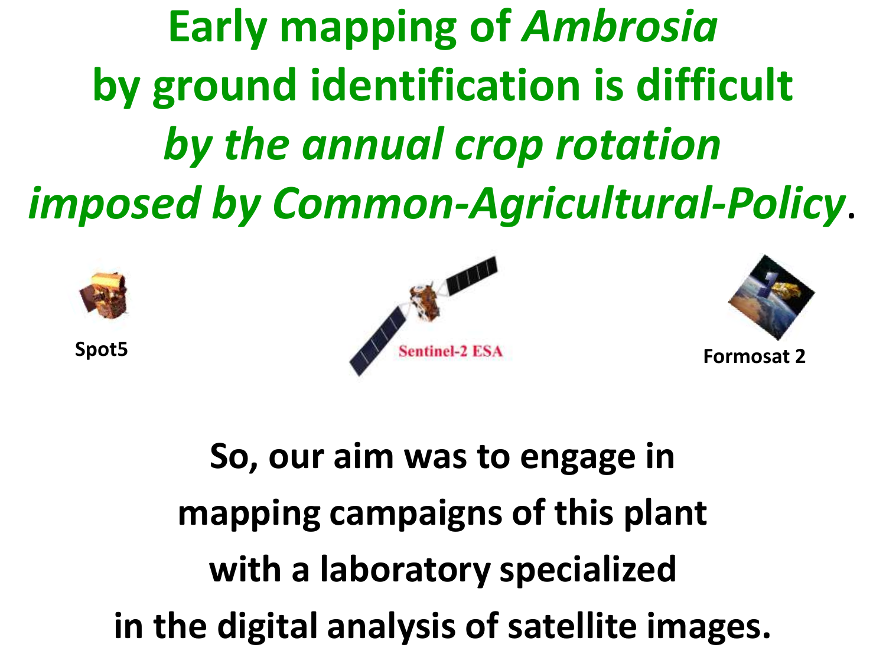# Early mapping of *Ambrosia* by ground identification is difficult *by the annual crop rotation imposed by Common-Agricultural-Policy*.

Spot5

Sentinel-2 ESA

Formosat 2

**So, our aim was to engage in mapping campaigns of this plant with a laboratory specialized in the digital analysis of satellite images.**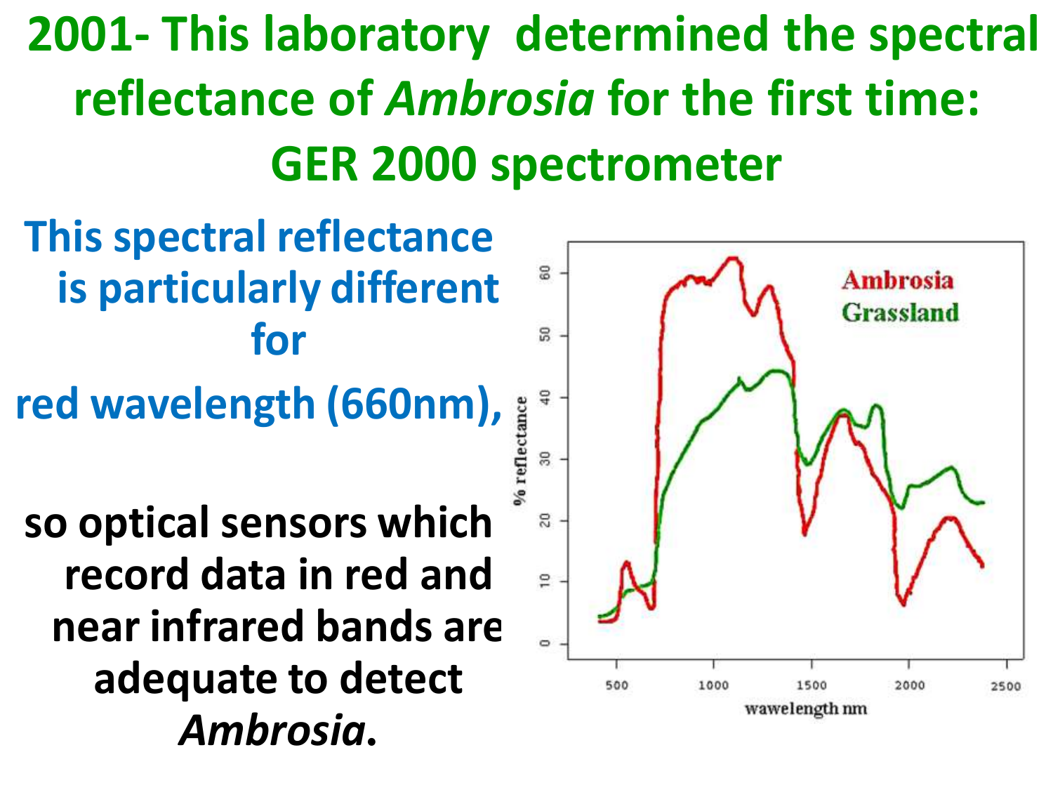# 2001- This laboratory determined the spectral reflectance of *Ambrosia* for the first time: GER 2000 spectrometer

This spectral reflectance is particularly different for

red wavelength (660nm),

so optical sensors which record data in red and near infrared bands are adequate to detect *Ambrosia*.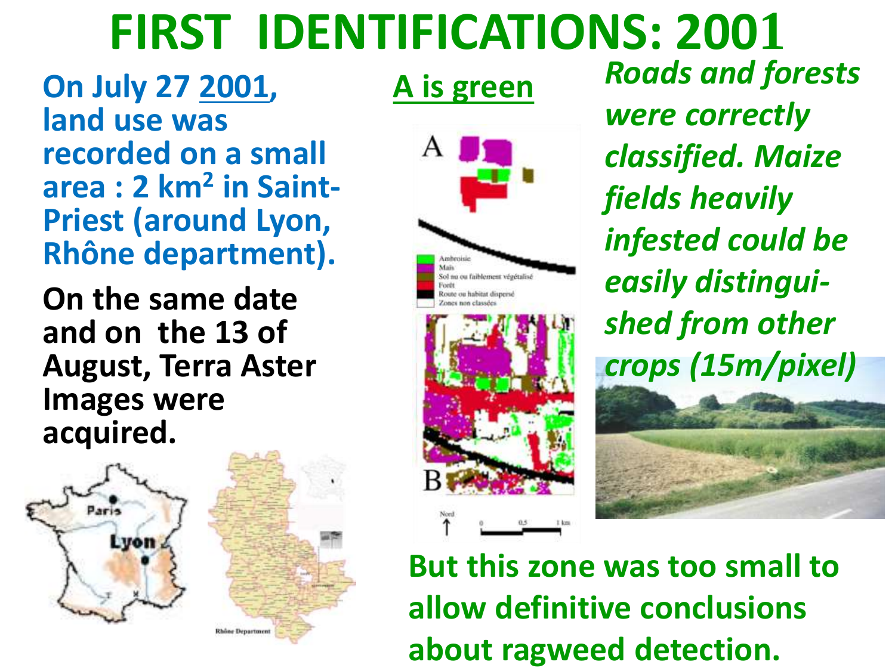# FIRST IDENTIFICATIONS: 2001

**On July 27 2001, land use was recorded on a small area : 2 km$^2$ in Saint-Priest (around Lyon, Rhône department).**

**On the same date and on the 13 of August, Terra Aster Images were acquired.**

**A is green**

***Roads and forests were correctly classified. Maize fields heavily infested could be easily distinguished from other crops (15m/pixel)***

**But this zone was too small to allow definitive conclusions about ragweed detection.**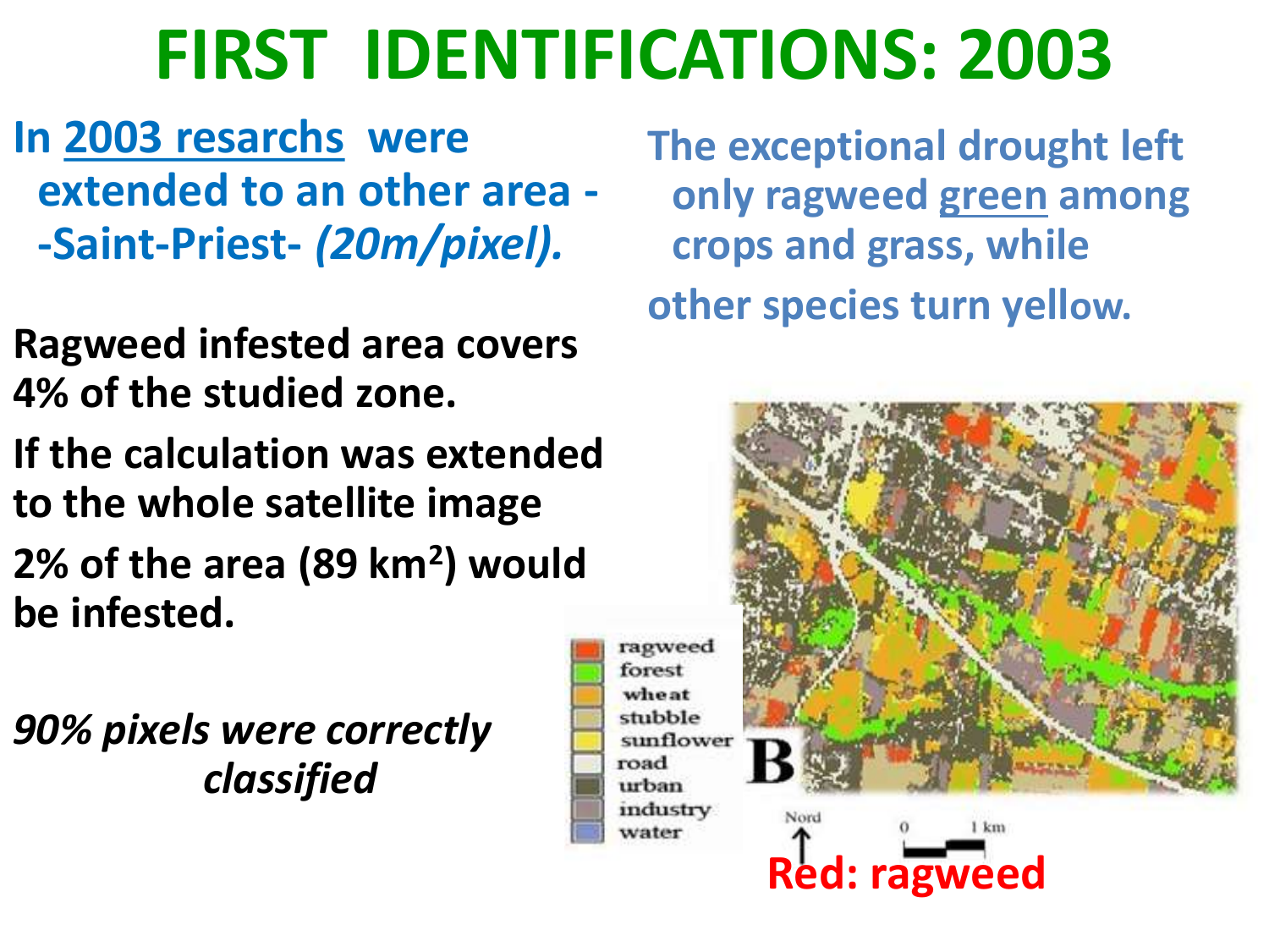# FIRST IDENTIFICATIONS: 2003

In <u>2003 resarchs</u> were extended to an other area --Saint-Priest- *(20m/pixel).*

**Ragweed infested area covers 4% of the studied zone.**

**If the calculation was extended to the whole satellite image**

**2% of the area (89 km$^2$) would be infested.**

***90% pixels were correctly classified***

The exceptional drought left only ragweed <u>green</u> among crops and grass, while other species turn yellow.

ragweed
forest
wheat
stubble
sunflower
road
urban
industry
water

B

Nord

0 1 km

**Red: ragweed**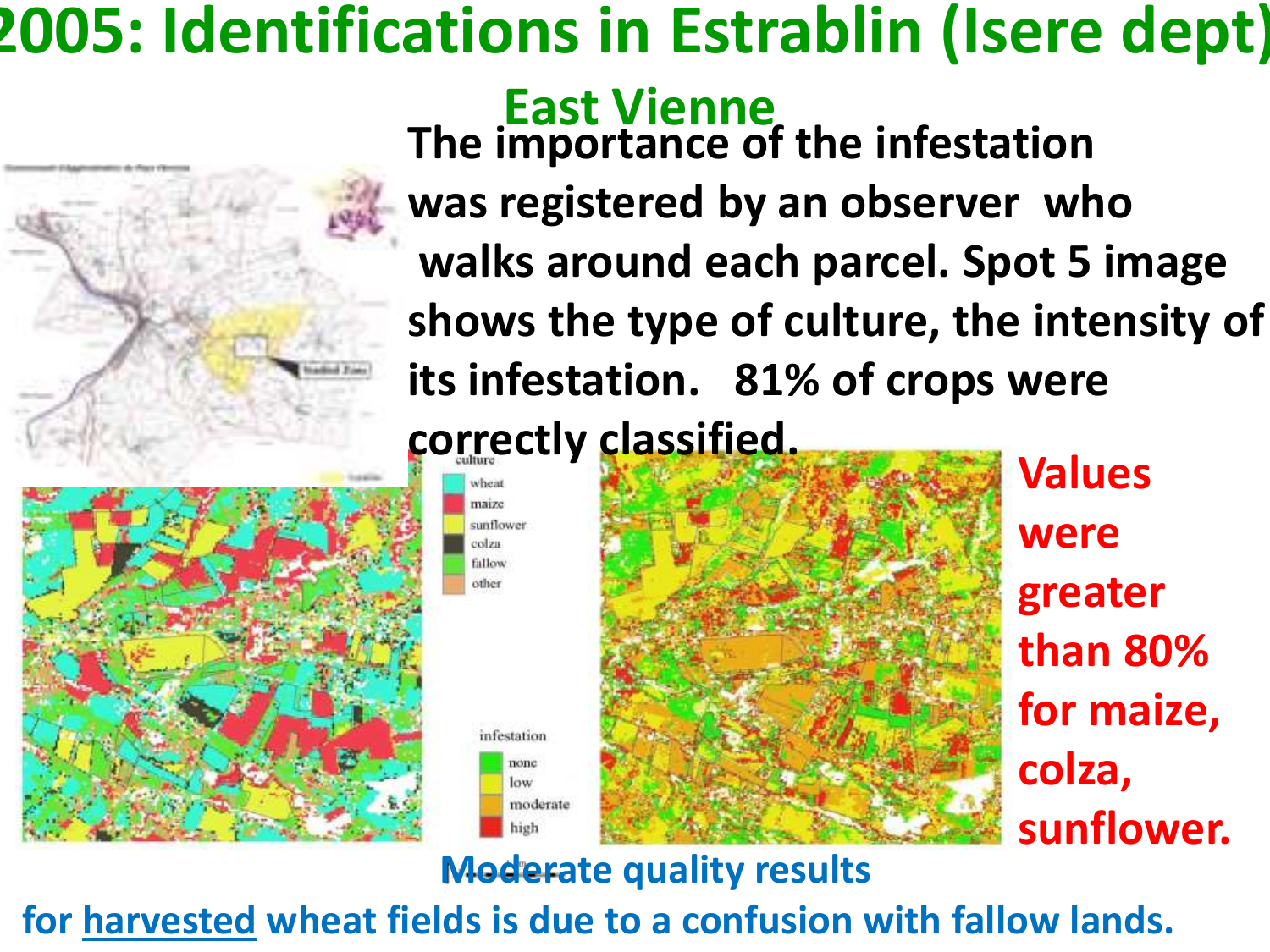# 2005: Identifications in Estrablin (Isere dept)

## East Vienne

**The importance of the infestation was registered by an observer who walks around each parcel. Spot 5 image shows the type of culture, the intensity of its infestation. 81% of crops were correctly classified.**

culture
- wheat
- maize
- sunflower
- colza
- fallow
- other

infestation
- none
- low
- moderate
- high

**Values were greater than 80% for maize, colza, sunflower.**

**Moderate quality results for harvested wheat fields is due to a confusion with fallow lands.**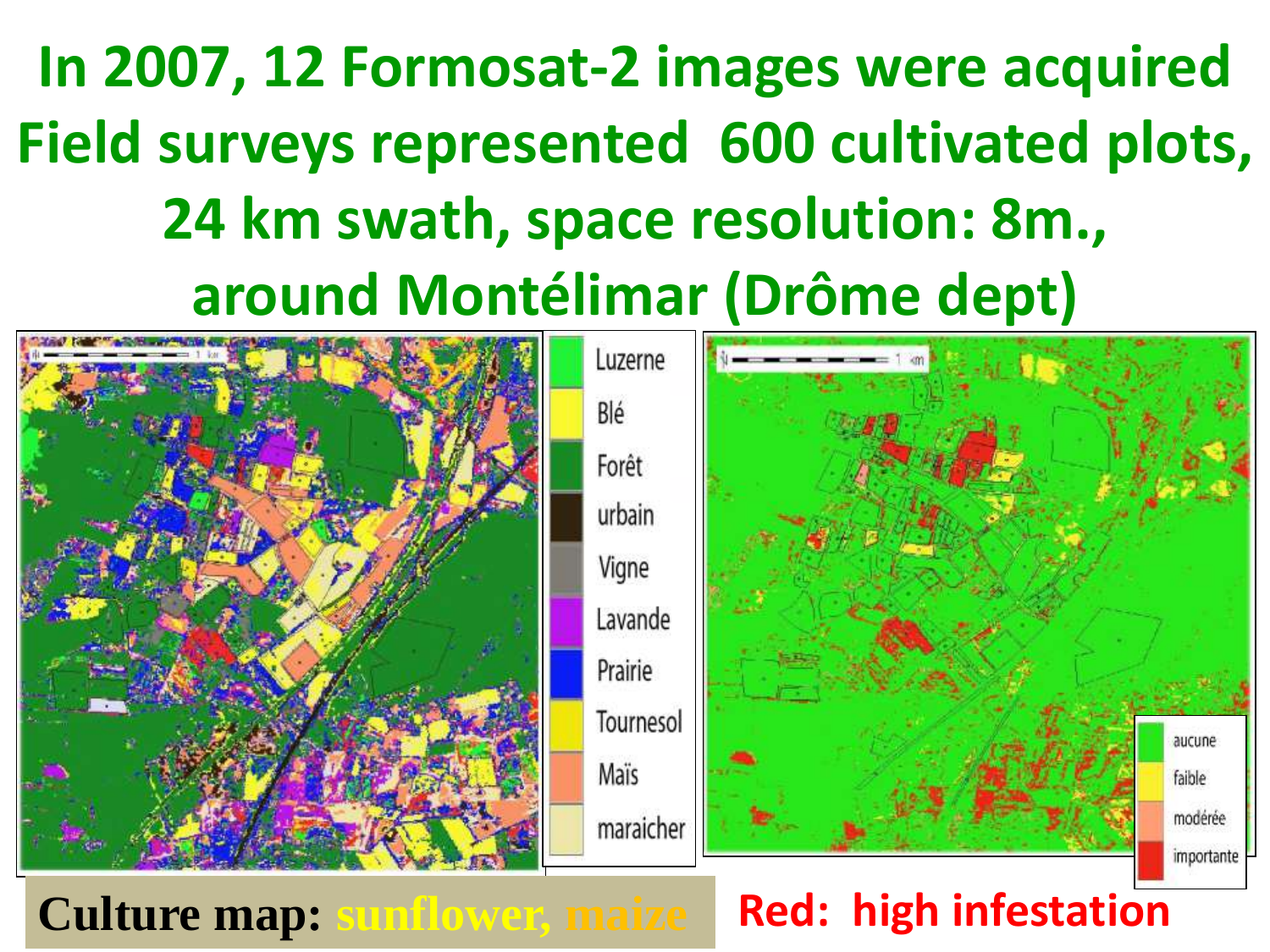# In 2007, 12 Formosat-2 images were acquired Field surveys represented 600 cultivated plots, 24 km swath, space resolution: 8m., around Montélimar (Drôme dept)

Luzerne
Blé
Forêt
urbain
Vigne
Lavande
Prairie
Tournesol
Maïs
maraicher

aucune
faible
modérée
importante

**Culture map: sunflower, maize**

**Red: high infestation**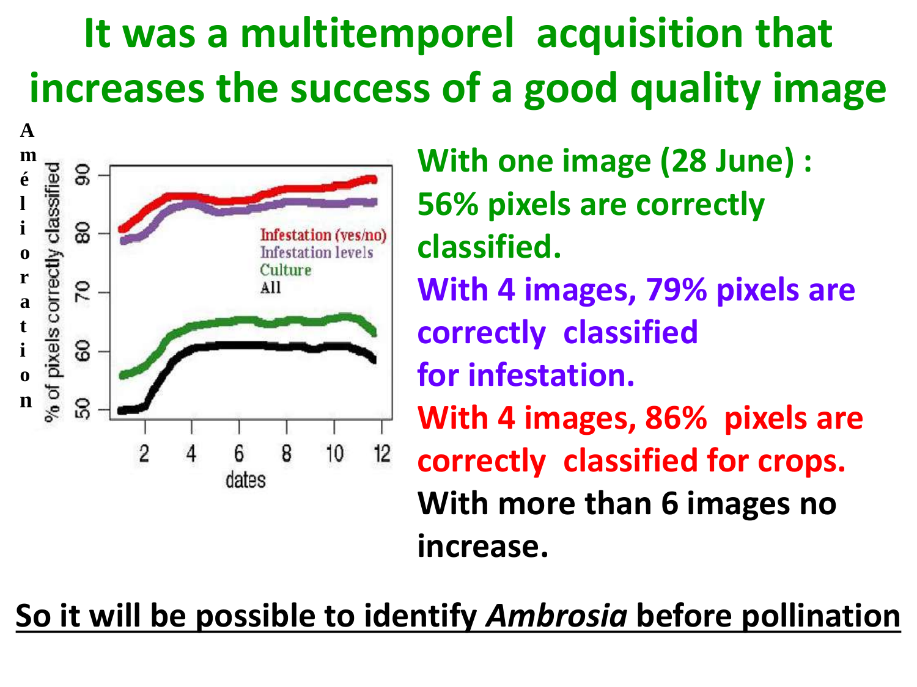# It was a multitemporel acquisition that increases the success of a good quality image

Amélioration

% of pixels correctly classified

Infestation (yes/no)
Infestation levels
Culture
All

dates

With one image (28 June) : 56% pixels are correctly classified.

With 4 images, 79% pixels are correctly classified for infestation.

With 4 images, 86% pixels are correctly classified for crops.

With more than 6 images no increase.

<u>So it will be possible to identify *Ambrosia* before pollination</u>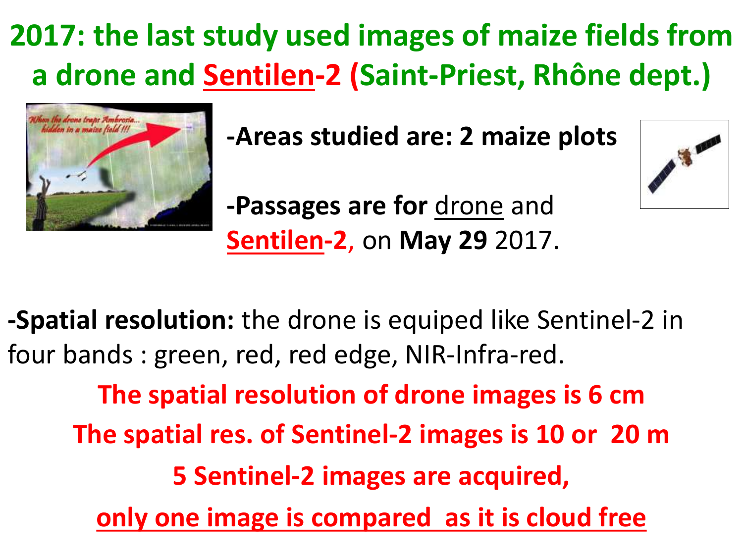# 2017: the last study used images of maize fields from a drone and Sentilen-2 (Saint-Priest, Rhône dept.)

**-Areas studied are: 2 maize plots**

**-Passages are for** drone and **Sentilen-2**, on **May 29** 2017.

**-Spatial resolution:** the drone is equiped like Sentinel-2 in four bands : green, red, red edge, NIR-Infra-red.

**The spatial resolution of drone images is 6 cm**

**The spatial res. of Sentinel-2 images is 10 or 20 m**

**5 Sentinel-2 images are acquired,**

**only one image is compared as it is cloud free**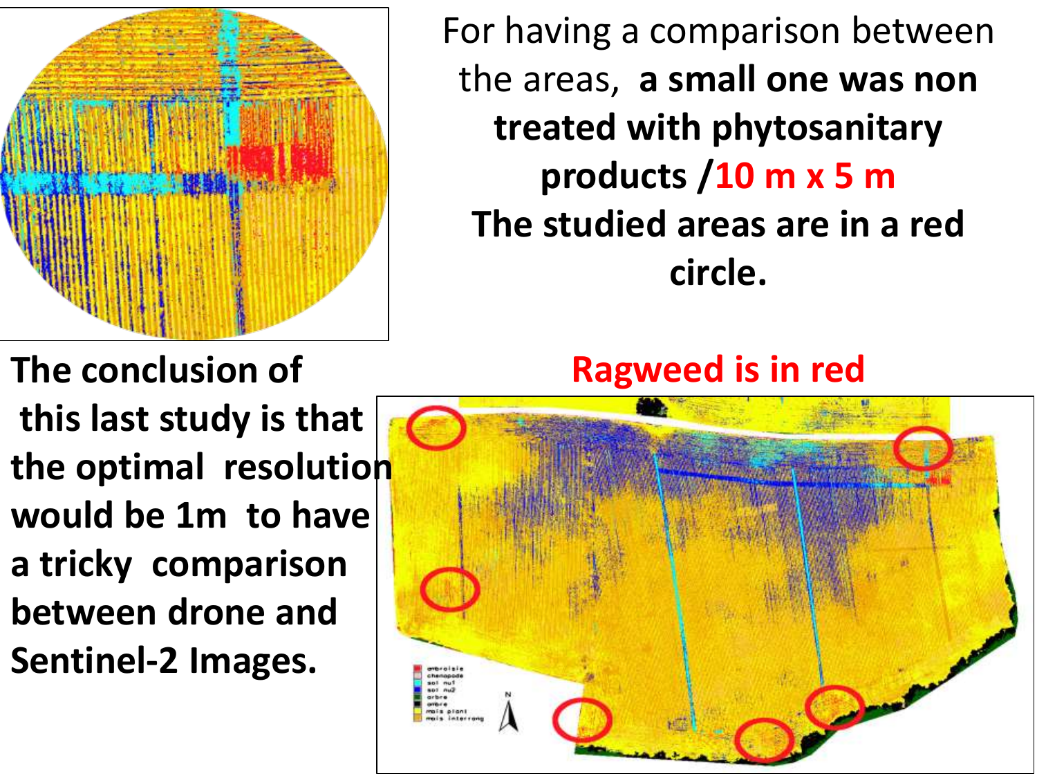For having a comparison between the areas, **a small one was non treated with phytosanitary products /10 m x 5 m**

**The studied areas are in a red circle.**

**The conclusion of this last study is that the optimal resolution would be 1m to have a tricky comparison between drone and Sentinel-2 Images.**

**Ragweed is in red**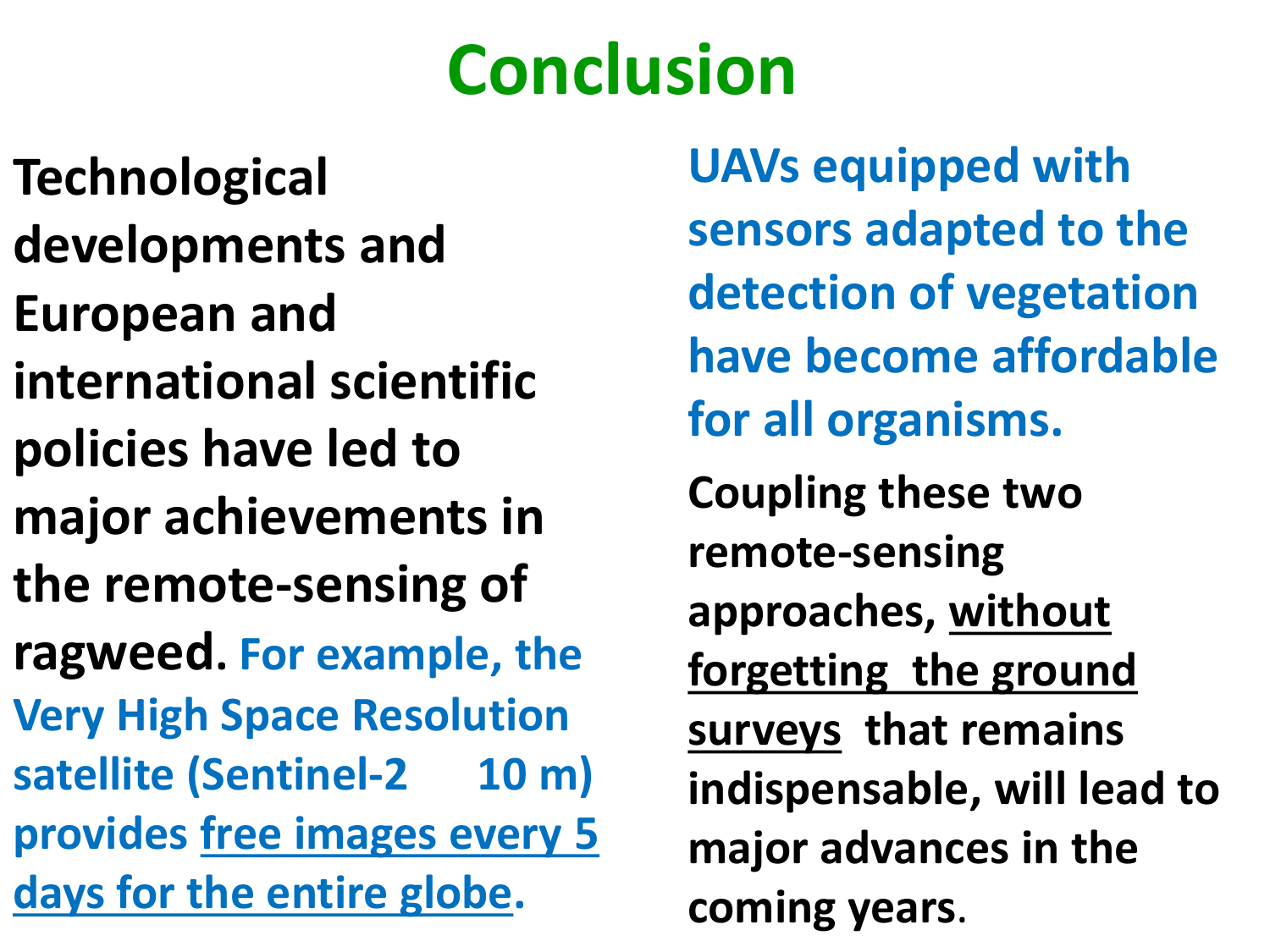# Conclusion

**Technological developments and European and international scientific policies have led to major achievements in the remote-sensing of ragweed. For example, the Very High Space Resolution satellite (Sentinel-2 10 m) provides free images every 5 days for the entire globe.**

**UAVs equipped with sensors adapted to the detection of vegetation have become affordable for all organisms.**

**Coupling these two remote-sensing approaches, without forgetting the ground surveys that remains indispensable, will lead to major advances in the coming years.**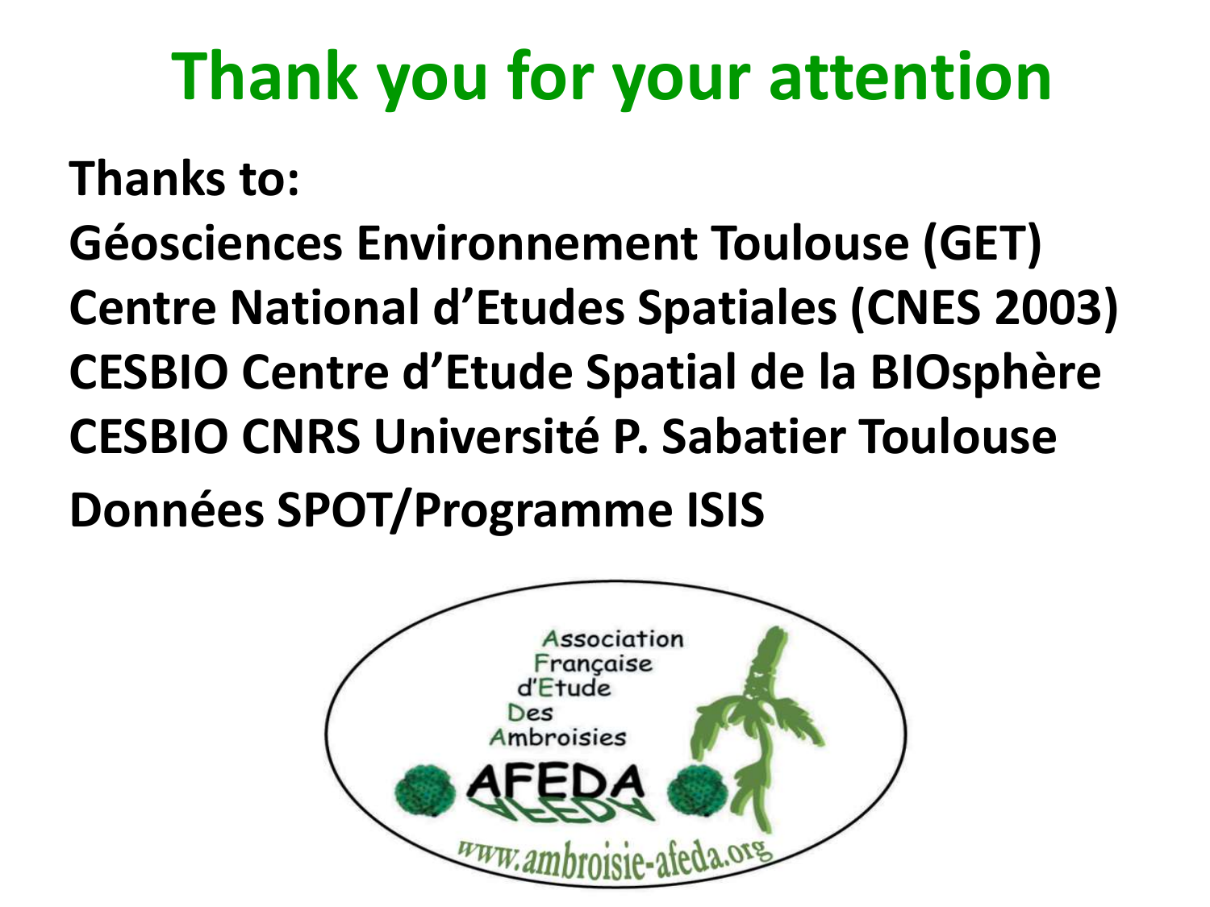# Thank you for your attention

**Thanks to:**

**Géosciences Environnement Toulouse (GET)**

**Centre National d'Etudes Spatiales (CNES 2003)**

**CESBIO Centre d'Etude Spatial de la BIOsphère**

**CESBIO CNRS Université P. Sabatier Toulouse**

**Données SPOT/Programme ISIS**

Association Française d'Etude Des Ambroisies

AFEDA

www.ambroisie-afeda.org